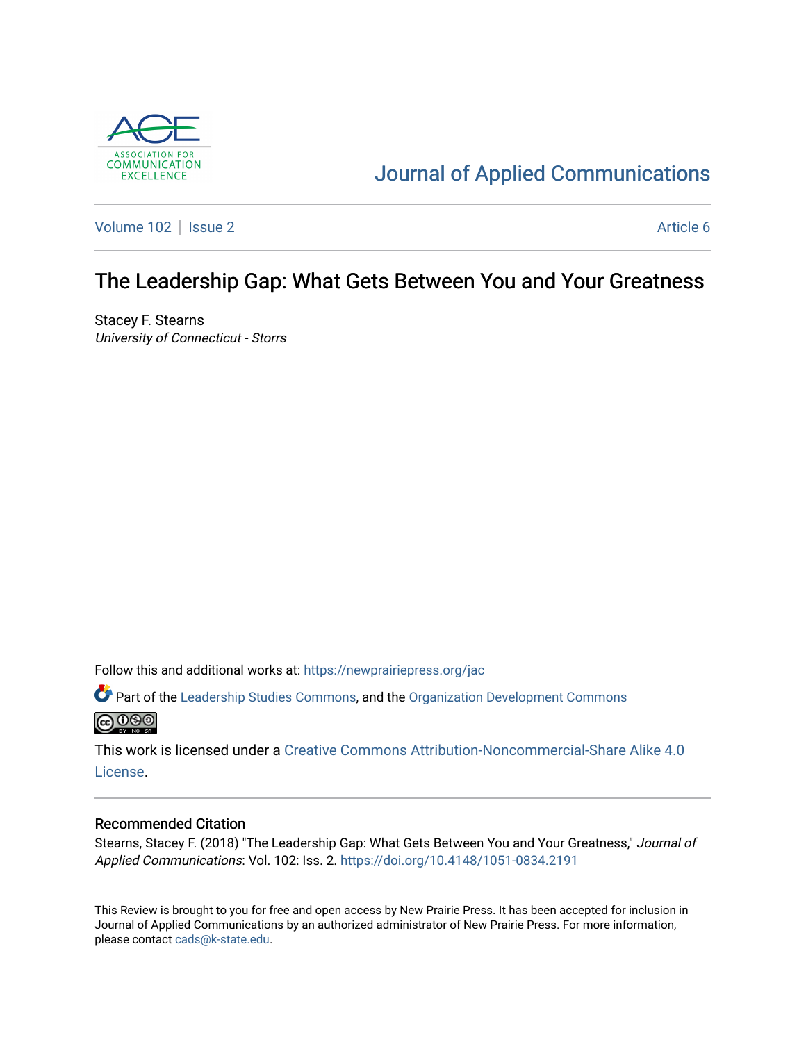Journal of Applied Communications

Volume 102 | Issue 2 | Article 6

# The Leadership Gap: What Gets Between You and Your Greatness

Stacey F. Stearns
*University of Connecticut - Storrs*

Follow this and additional works at: https://newprairiepress.org/jac

Part of the Leadership Studies Commons, and the Organization Development Commons

This work is licensed under a Creative Commons Attribution-Noncommercial-Share Alike 4.0 License.

## Recommended Citation

Stearns, Stacey F. (2018) "The Leadership Gap: What Gets Between You and Your Greatness," *Journal of Applied Communications*: Vol. 102: Iss. 2. https://doi.org/10.4148/1051-0834.2191

This Review is brought to you for free and open access by New Prairie Press. It has been accepted for inclusion in Journal of Applied Communications by an authorized administrator of New Prairie Press. For more information, please contact cads@k-state.edu.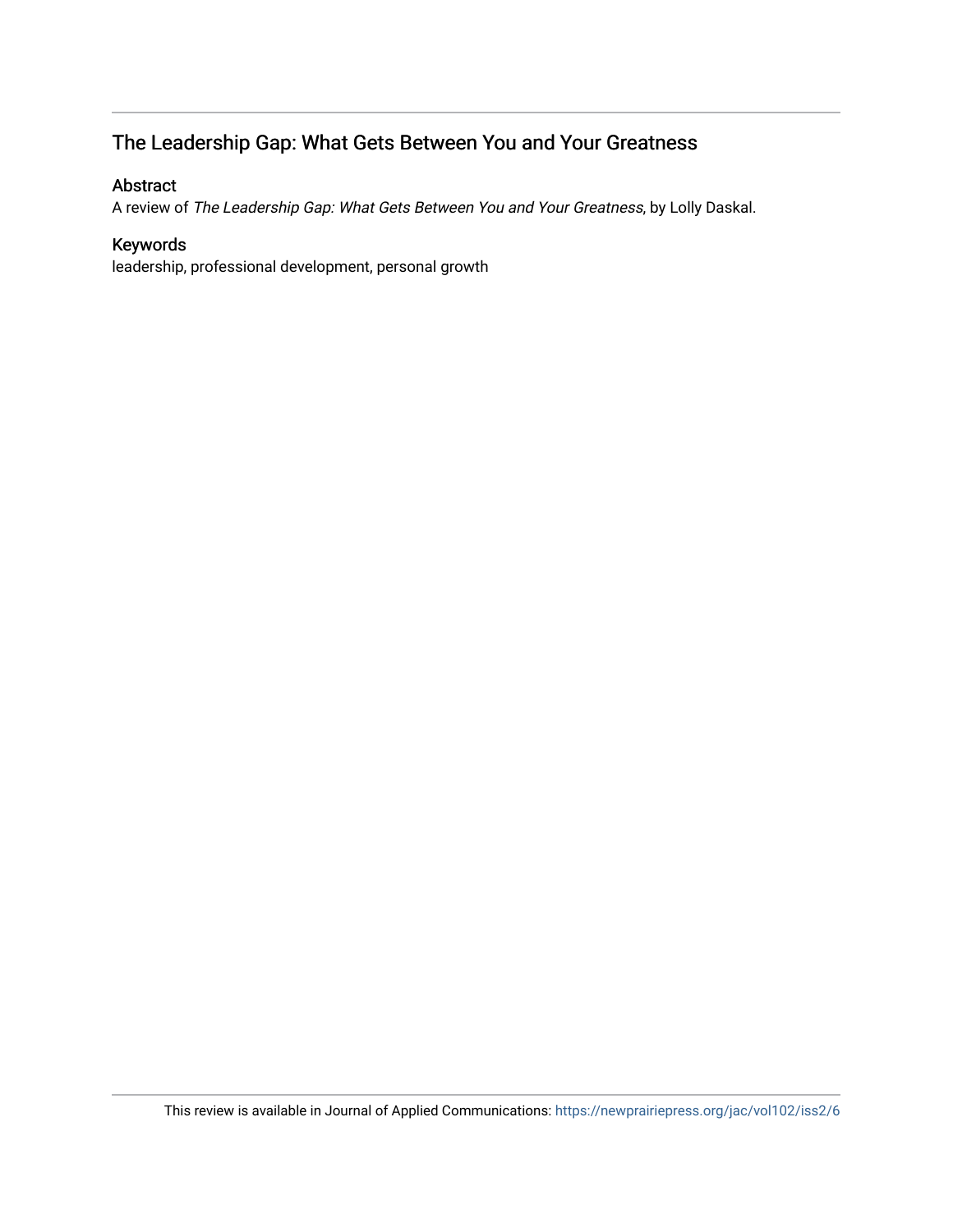## The Leadership Gap: What Gets Between You and Your Greatness

### Abstract

A review of *The Leadership Gap: What Gets Between You and Your Greatness*, by Lolly Daskal.

### Keywords

leadership, professional development, personal growth

This review is available in Journal of Applied Communications: https://newprairiepress.org/jac/vol102/iss2/6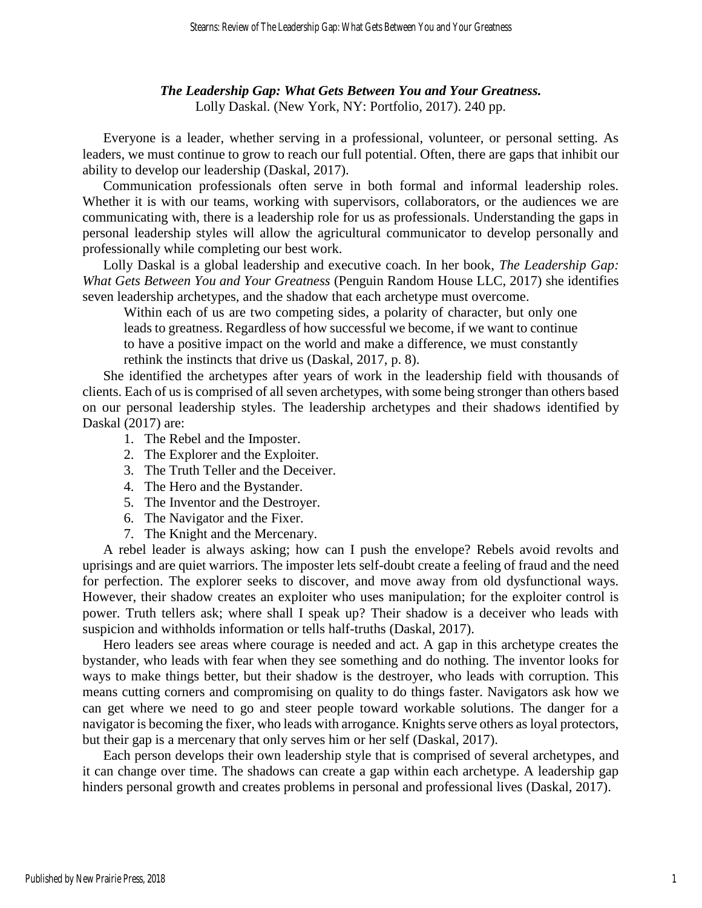***The Leadership Gap: What Gets Between You and Your Greatness.***
Lolly Daskal. (New York, NY: Portfolio, 2017). 240 pp.

Everyone is a leader, whether serving in a professional, volunteer, or personal setting. As leaders, we must continue to grow to reach our full potential. Often, there are gaps that inhibit our ability to develop our leadership (Daskal, 2017).

Communication professionals often serve in both formal and informal leadership roles. Whether it is with our teams, working with supervisors, collaborators, or the audiences we are communicating with, there is a leadership role for us as professionals. Understanding the gaps in personal leadership styles will allow the agricultural communicator to develop personally and professionally while completing our best work.

Lolly Daskal is a global leadership and executive coach. In her book, *The Leadership Gap: What Gets Between You and Your Greatness* (Penguin Random House LLC, 2017) she identifies seven leadership archetypes, and the shadow that each archetype must overcome.

> Within each of us are two competing sides, a polarity of character, but only one leads to greatness. Regardless of how successful we become, if we want to continue to have a positive impact on the world and make a difference, we must constantly rethink the instincts that drive us (Daskal, 2017, p. 8).

She identified the archetypes after years of work in the leadership field with thousands of clients. Each of us is comprised of all seven archetypes, with some being stronger than others based on our personal leadership styles. The leadership archetypes and their shadows identified by Daskal (2017) are:

1. The Rebel and the Imposter.
2. The Explorer and the Exploiter.
3. The Truth Teller and the Deceiver.
4. The Hero and the Bystander.
5. The Inventor and the Destroyer.
6. The Navigator and the Fixer.
7. The Knight and the Mercenary.

A rebel leader is always asking; how can I push the envelope? Rebels avoid revolts and uprisings and are quiet warriors. The imposter lets self-doubt create a feeling of fraud and the need for perfection. The explorer seeks to discover, and move away from old dysfunctional ways. However, their shadow creates an exploiter who uses manipulation; for the exploiter control is power. Truth tellers ask; where shall I speak up? Their shadow is a deceiver who leads with suspicion and withholds information or tells half-truths (Daskal, 2017).

Hero leaders see areas where courage is needed and act. A gap in this archetype creates the bystander, who leads with fear when they see something and do nothing. The inventor looks for ways to make things better, but their shadow is the destroyer, who leads with corruption. This means cutting corners and compromising on quality to do things faster. Navigators ask how we can get where we need to go and steer people toward workable solutions. The danger for a navigator is becoming the fixer, who leads with arrogance. Knights serve others as loyal protectors, but their gap is a mercenary that only serves him or her self (Daskal, 2017).

Each person develops their own leadership style that is comprised of several archetypes, and it can change over time. The shadows can create a gap within each archetype. A leadership gap hinders personal growth and creates problems in personal and professional lives (Daskal, 2017).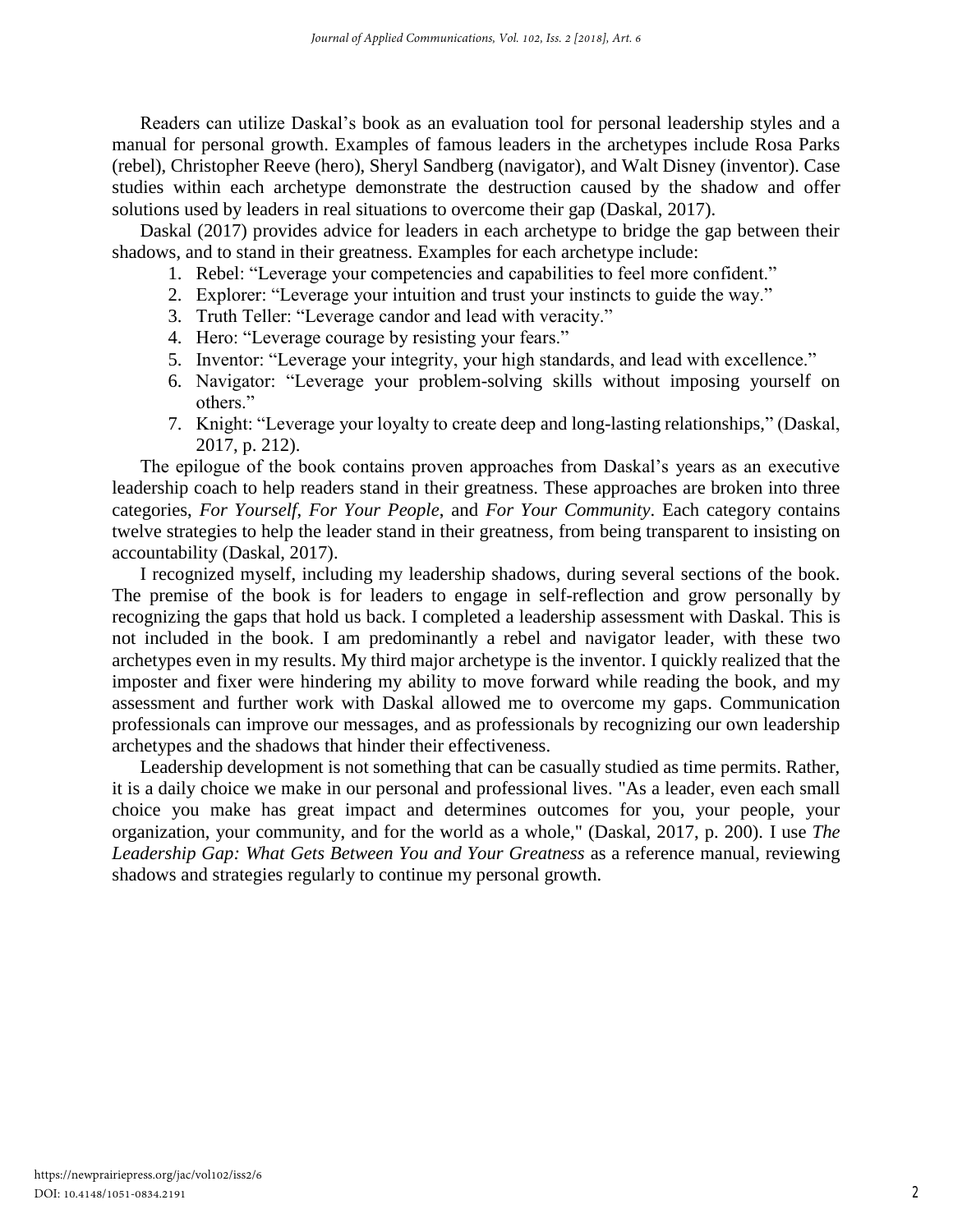Readers can utilize Daskal's book as an evaluation tool for personal leadership styles and a manual for personal growth. Examples of famous leaders in the archetypes include Rosa Parks (rebel), Christopher Reeve (hero), Sheryl Sandberg (navigator), and Walt Disney (inventor). Case studies within each archetype demonstrate the destruction caused by the shadow and offer solutions used by leaders in real situations to overcome their gap (Daskal, 2017).

Daskal (2017) provides advice for leaders in each archetype to bridge the gap between their shadows, and to stand in their greatness. Examples for each archetype include:

1. Rebel: "Leverage your competencies and capabilities to feel more confident."
2. Explorer: "Leverage your intuition and trust your instincts to guide the way."
3. Truth Teller: "Leverage candor and lead with veracity."
4. Hero: "Leverage courage by resisting your fears."
5. Inventor: "Leverage your integrity, your high standards, and lead with excellence."
6. Navigator: "Leverage your problem-solving skills without imposing yourself on others."
7. Knight: "Leverage your loyalty to create deep and long-lasting relationships," (Daskal, 2017, p. 212).

The epilogue of the book contains proven approaches from Daskal's years as an executive leadership coach to help readers stand in their greatness. These approaches are broken into three categories, *For Yourself*, *For Your People*, and *For Your Community*. Each category contains twelve strategies to help the leader stand in their greatness, from being transparent to insisting on accountability (Daskal, 2017).

I recognized myself, including my leadership shadows, during several sections of the book. The premise of the book is for leaders to engage in self-reflection and grow personally by recognizing the gaps that hold us back. I completed a leadership assessment with Daskal. This is not included in the book. I am predominantly a rebel and navigator leader, with these two archetypes even in my results. My third major archetype is the inventor. I quickly realized that the imposter and fixer were hindering my ability to move forward while reading the book, and my assessment and further work with Daskal allowed me to overcome my gaps. Communication professionals can improve our messages, and as professionals by recognizing our own leadership archetypes and the shadows that hinder their effectiveness.

Leadership development is not something that can be casually studied as time permits. Rather, it is a daily choice we make in our personal and professional lives. "As a leader, even each small choice you make has great impact and determines outcomes for you, your people, your organization, your community, and for the world as a whole," (Daskal, 2017, p. 200). I use *The Leadership Gap: What Gets Between You and Your Greatness* as a reference manual, reviewing shadows and strategies regularly to continue my personal growth.